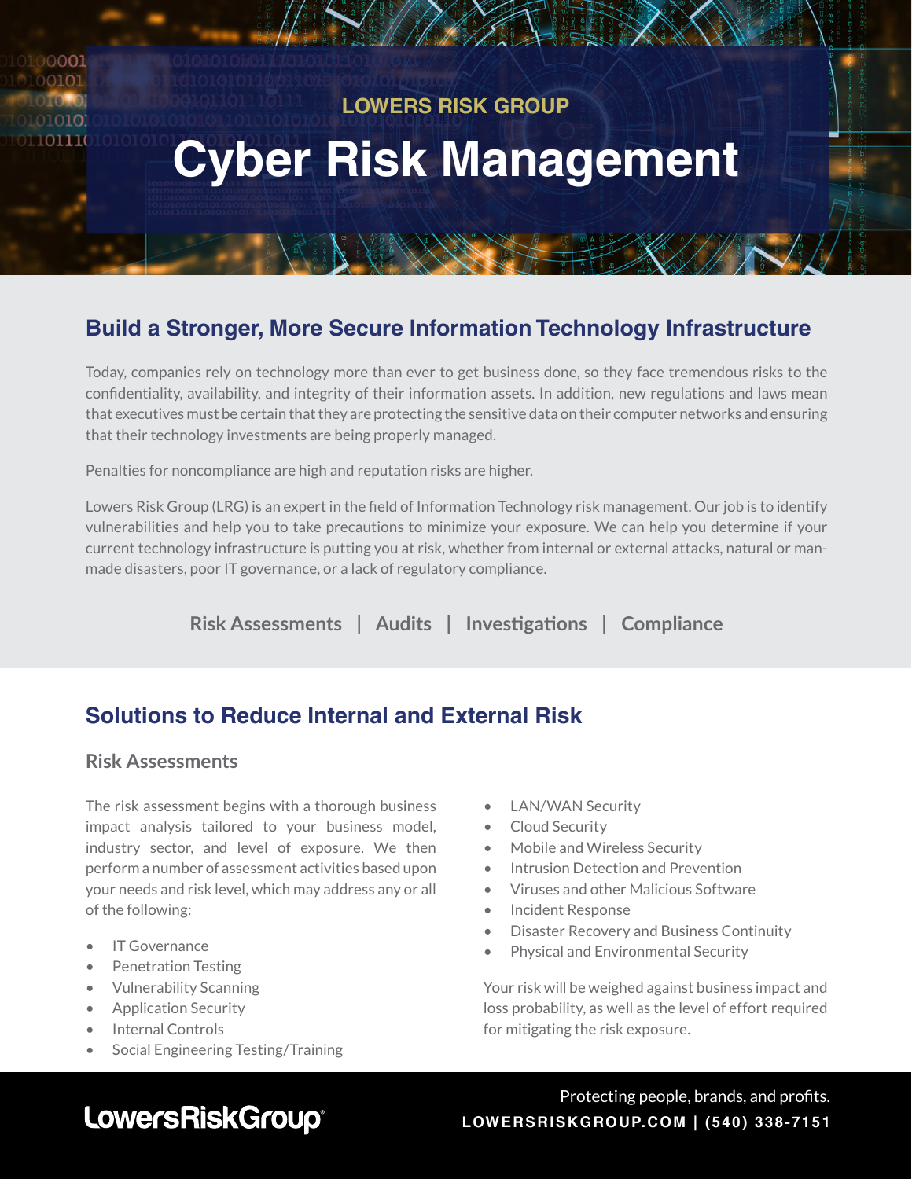LOWERS RISK GROUP

# Cyber Risk Management

## Build a Stronger, More Secure Information Technology Infrastructure

Today, companies rely on technology more than ever to get business done, so they face tremendous risks to the confidentiality, availability, and integrity of their information assets. In addition, new regulations and laws mean that executives must be certain that they are protecting the sensitive data on their computer networks and ensuring that their technology investments are being properly managed.

Penalties for noncompliance are high and reputation risks are higher.

Lowers Risk Group (LRG) is an expert in the field of Information Technology risk management. Our job is to identify vulnerabilities and help you to take precautions to minimize your exposure. We can help you determine if your current technology infrastructure is putting you at risk, whether from internal or external attacks, natural or man-made disasters, poor IT governance, or a lack of regulatory compliance.

**Risk Assessments | Audits | Investigations | Compliance**

## Solutions to Reduce Internal and External Risk

### Risk Assessments

The risk assessment begins with a thorough business impact analysis tailored to your business model, industry sector, and level of exposure. We then perform a number of assessment activities based upon your needs and risk level, which may address any or all of the following:

- IT Governance
- Penetration Testing
- Vulnerability Scanning
- Application Security
- Internal Controls
- Social Engineering Testing/Training
- LAN/WAN Security
- Cloud Security
- Mobile and Wireless Security
- Intrusion Detection and Prevention
- Viruses and other Malicious Software
- Incident Response
- Disaster Recovery and Business Continuity
- Physical and Environmental Security

Your risk will be weighed against business impact and loss probability, as well as the level of effort required for mitigating the risk exposure.

LowersRiskGroup

Protecting people, brands, and profits.
LOWERSRISKGROUP.COM | (540) 338-7151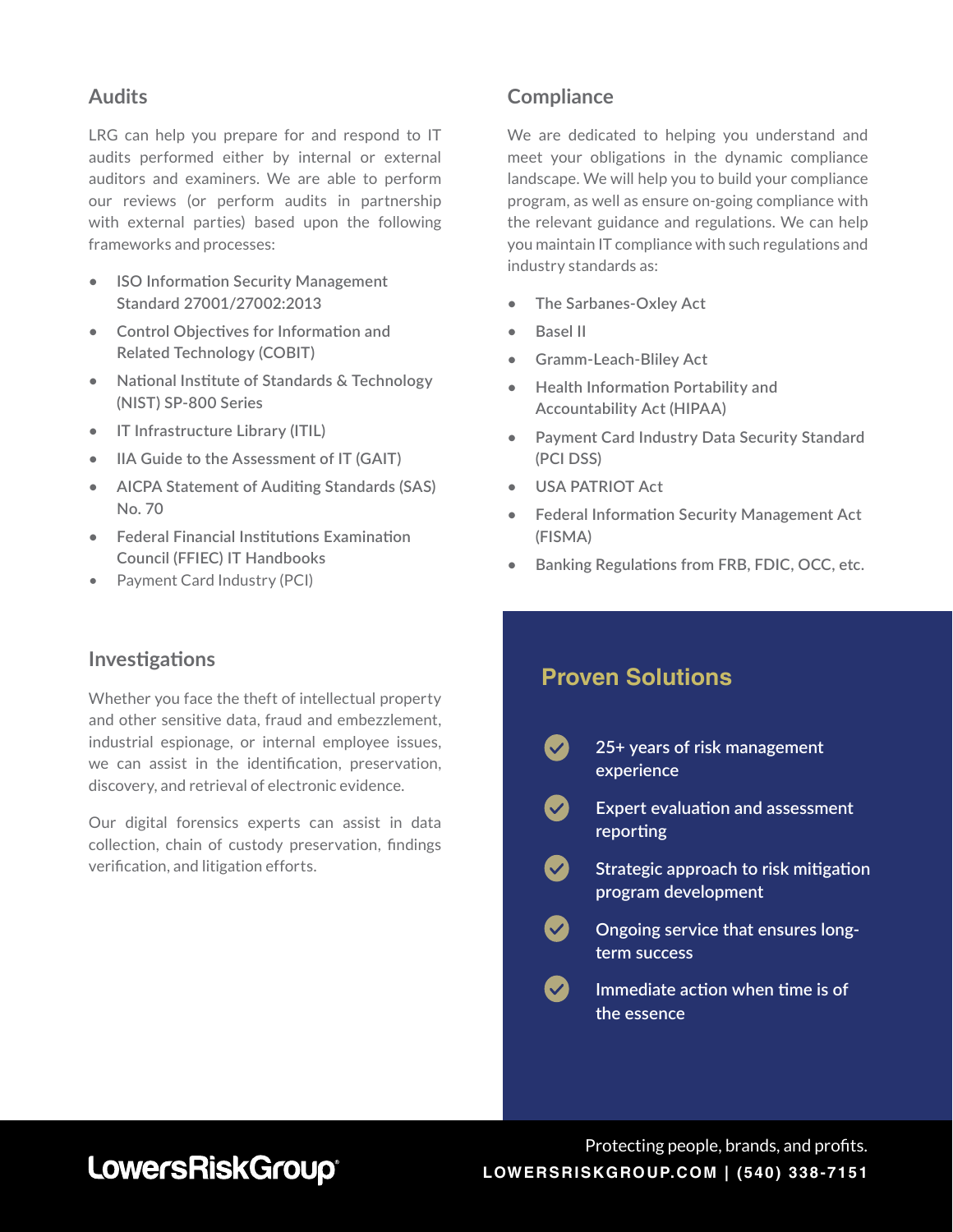## Audits

LRG can help you prepare for and respond to IT audits performed either by internal or external auditors and examiners. We are able to perform our reviews (or perform audits in partnership with external parties) based upon the following frameworks and processes:

- ISO Information Security Management Standard 27001/27002:2013
- Control Objectives for Information and Related Technology (COBIT)
- National Institute of Standards & Technology (NIST) SP-800 Series
- IT Infrastructure Library (ITIL)
- IIA Guide to the Assessment of IT (GAIT)
- AICPA Statement of Auditing Standards (SAS) No. 70
- Federal Financial Institutions Examination Council (FFIEC) IT Handbooks
- Payment Card Industry (PCI)

## Investigations

Whether you face the theft of intellectual property and other sensitive data, fraud and embezzlement, industrial espionage, or internal employee issues, we can assist in the identification, preservation, discovery, and retrieval of electronic evidence.

Our digital forensics experts can assist in data collection, chain of custody preservation, findings verification, and litigation efforts.

## Compliance

We are dedicated to helping you understand and meet your obligations in the dynamic compliance landscape. We will help you to build your compliance program, as well as ensure on-going compliance with the relevant guidance and regulations. We can help you maintain IT compliance with such regulations and industry standards as:

- The Sarbanes-Oxley Act
- Basel II
- Gramm-Leach-Bliley Act
- Health Information Portability and Accountability Act (HIPAA)
- Payment Card Industry Data Security Standard (PCI DSS)
- USA PATRIOT Act
- Federal Information Security Management Act (FISMA)
- Banking Regulations from FRB, FDIC, OCC, etc.

## Proven Solutions

- 25+ years of risk management experience
- Expert evaluation and assessment reporting
- Strategic approach to risk mitigation program development
- Ongoing service that ensures long-term success
- Immediate action when time is of the essence

LowersRiskGroup

Protecting people, brands, and profits.

LOWERSRISKGROUP.COM | (540) 338-7151